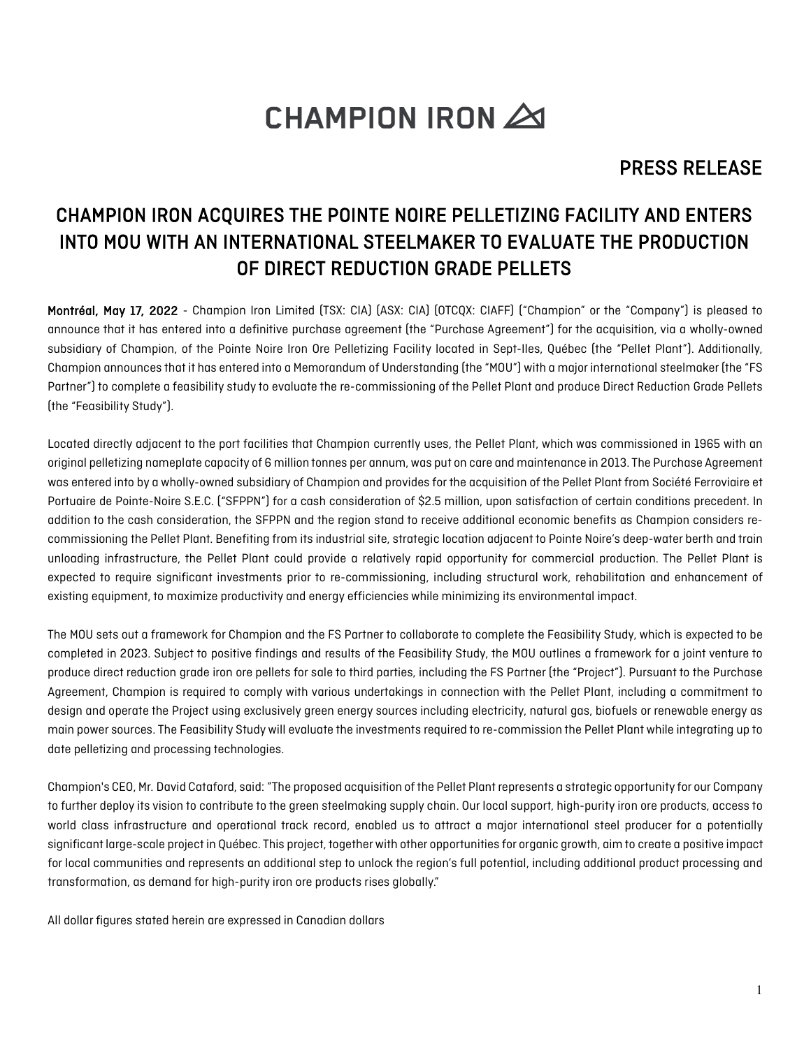# CHAMPION IRON

## PRESS RELEASE

## CHAMPION IRON ACQUIRES THE POINTE NOIRE PELLETIZING FACILITY AND ENTERS INTO MOU WITH AN INTERNATIONAL STEELMAKER TO EVALUATE THE PRODUCTION OF DIRECT REDUCTION GRADE PELLETS

**Montréal, May 17, 2022** - Champion Iron Limited (TSX: CIA) (ASX: CIA) (OTCQX: CIAFF) ("Champion" or the "Company") is pleased to announce that it has entered into a definitive purchase agreement (the "Purchase Agreement") for the acquisition, via a wholly-owned subsidiary of Champion, of the Pointe Noire Iron Ore Pelletizing Facility located in Sept-Iles, Québec (the "Pellet Plant"). Additionally, Champion announces that it has entered into a Memorandum of Understanding (the "MOU") with a major international steelmaker (the "FS Partner") to complete a feasibility study to evaluate the re-commissioning of the Pellet Plant and produce Direct Reduction Grade Pellets (the "Feasibility Study").

Located directly adjacent to the port facilities that Champion currently uses, the Pellet Plant, which was commissioned in 1965 with an original pelletizing nameplate capacity of 6 million tonnes per annum, was put on care and maintenance in 2013. The Purchase Agreement was entered into by a wholly-owned subsidiary of Champion and provides for the acquisition of the Pellet Plant from Société Ferroviaire et Portuaire de Pointe-Noire S.E.C. ("SFPPN") for a cash consideration of $2.5 million, upon satisfaction of certain conditions precedent. In addition to the cash consideration, the SFPPN and the region stand to receive additional economic benefits as Champion considers re-commissioning the Pellet Plant. Benefiting from its industrial site, strategic location adjacent to Pointe Noire's deep-water berth and train unloading infrastructure, the Pellet Plant could provide a relatively rapid opportunity for commercial production. The Pellet Plant is expected to require significant investments prior to re-commissioning, including structural work, rehabilitation and enhancement of existing equipment, to maximize productivity and energy efficiencies while minimizing its environmental impact.

The MOU sets out a framework for Champion and the FS Partner to collaborate to complete the Feasibility Study, which is expected to be completed in 2023. Subject to positive findings and results of the Feasibility Study, the MOU outlines a framework for a joint venture to produce direct reduction grade iron ore pellets for sale to third parties, including the FS Partner (the "Project"). Pursuant to the Purchase Agreement, Champion is required to comply with various undertakings in connection with the Pellet Plant, including a commitment to design and operate the Project using exclusively green energy sources including electricity, natural gas, biofuels or renewable energy as main power sources. The Feasibility Study will evaluate the investments required to re-commission the Pellet Plant while integrating up to date pelletizing and processing technologies.

Champion's CEO, Mr. David Cataford, said: "The proposed acquisition of the Pellet Plant represents a strategic opportunity for our Company to further deploy its vision to contribute to the green steelmaking supply chain. Our local support, high-purity iron ore products, access to world class infrastructure and operational track record, enabled us to attract a major international steel producer for a potentially significant large-scale project in Québec. This project, together with other opportunities for organic growth, aim to create a positive impact for local communities and represents an additional step to unlock the region's full potential, including additional product processing and transformation, as demand for high-purity iron ore products rises globally."

All dollar figures stated herein are expressed in Canadian dollars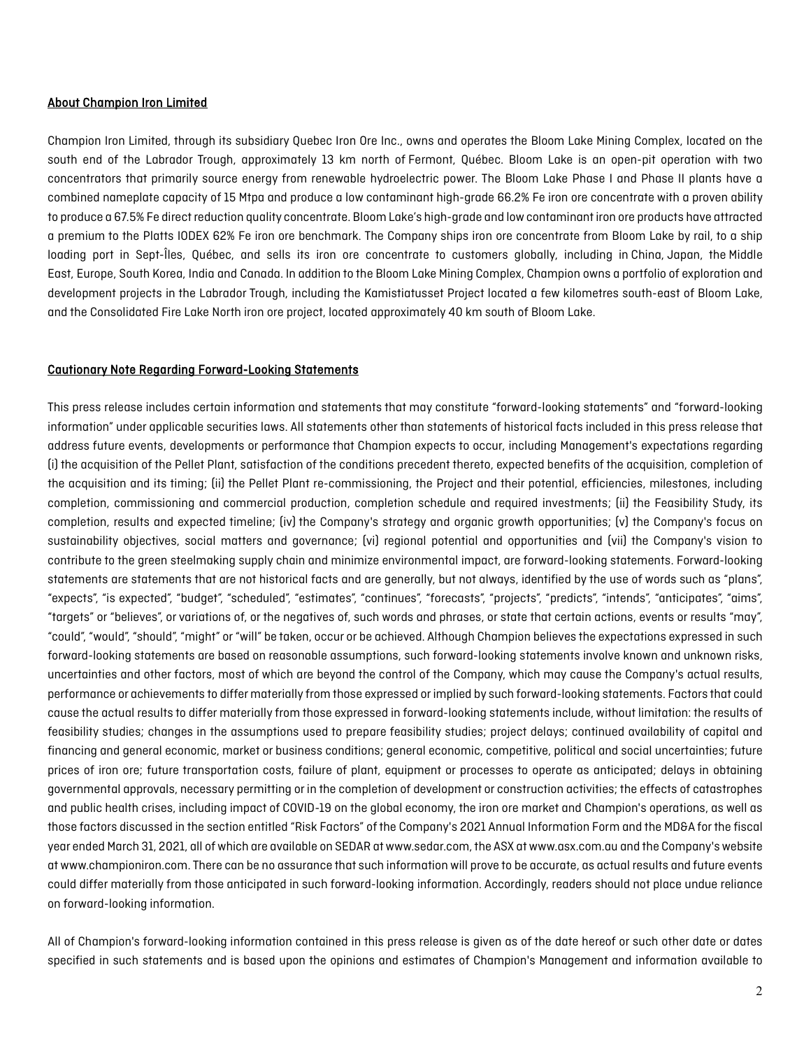## About Champion Iron Limited

Champion Iron Limited, through its subsidiary Quebec Iron Ore Inc., owns and operates the Bloom Lake Mining Complex, located on the south end of the Labrador Trough, approximately 13 km north of Fermont, Québec. Bloom Lake is an open-pit operation with two concentrators that primarily source energy from renewable hydroelectric power. The Bloom Lake Phase I and Phase II plants have a combined nameplate capacity of 15 Mtpa and produce a low contaminant high-grade 66.2% Fe iron ore concentrate with a proven ability to produce a 67.5% Fe direct reduction quality concentrate. Bloom Lake's high-grade and low contaminant iron ore products have attracted a premium to the Platts IODEX 62% Fe iron ore benchmark. The Company ships iron ore concentrate from Bloom Lake by rail, to a ship loading port in Sept-Îles, Québec, and sells its iron ore concentrate to customers globally, including in China, Japan, the Middle East, Europe, South Korea, India and Canada. In addition to the Bloom Lake Mining Complex, Champion owns a portfolio of exploration and development projects in the Labrador Trough, including the Kamistiatusset Project located a few kilometres south-east of Bloom Lake, and the Consolidated Fire Lake North iron ore project, located approximately 40 km south of Bloom Lake.

## Cautionary Note Regarding Forward-Looking Statements

This press release includes certain information and statements that may constitute "forward-looking statements" and "forward-looking information" under applicable securities laws. All statements other than statements of historical facts included in this press release that address future events, developments or performance that Champion expects to occur, including Management's expectations regarding (i) the acquisition of the Pellet Plant, satisfaction of the conditions precedent thereto, expected benefits of the acquisition, completion of the acquisition and its timing; (ii) the Pellet Plant re-commissioning, the Project and their potential, efficiencies, milestones, including completion, commissioning and commercial production, completion schedule and required investments; (ii) the Feasibility Study, its completion, results and expected timeline; (iv) the Company's strategy and organic growth opportunities; (v) the Company's focus on sustainability objectives, social matters and governance; (vi) regional potential and opportunities and (vii) the Company's vision to contribute to the green steelmaking supply chain and minimize environmental impact, are forward-looking statements. Forward-looking statements are statements that are not historical facts and are generally, but not always, identified by the use of words such as "plans", "expects", "is expected", "budget", "scheduled", "estimates", "continues", "forecasts", "projects", "predicts", "intends", "anticipates", "aims", "targets" or "believes", or variations of, or the negatives of, such words and phrases, or state that certain actions, events or results "may", "could", "would", "should", "might" or "will" be taken, occur or be achieved. Although Champion believes the expectations expressed in such forward-looking statements are based on reasonable assumptions, such forward-looking statements involve known and unknown risks, uncertainties and other factors, most of which are beyond the control of the Company, which may cause the Company's actual results, performance or achievements to differ materially from those expressed or implied by such forward-looking statements. Factors that could cause the actual results to differ materially from those expressed in forward-looking statements include, without limitation: the results of feasibility studies; changes in the assumptions used to prepare feasibility studies; project delays; continued availability of capital and financing and general economic, market or business conditions; general economic, competitive, political and social uncertainties; future prices of iron ore; future transportation costs, failure of plant, equipment or processes to operate as anticipated; delays in obtaining governmental approvals, necessary permitting or in the completion of development or construction activities; the effects of catastrophes and public health crises, including impact of COVID-19 on the global economy, the iron ore market and Champion's operations, as well as those factors discussed in the section entitled "Risk Factors" of the Company's 2021 Annual Information Form and the MD&A for the fiscal year ended March 31, 2021, all of which are available on SEDAR at www.sedar.com, the ASX at www.asx.com.au and the Company's website at www.championiron.com. There can be no assurance that such information will prove to be accurate, as actual results and future events could differ materially from those anticipated in such forward-looking information. Accordingly, readers should not place undue reliance on forward-looking information.

All of Champion's forward-looking information contained in this press release is given as of the date hereof or such other date or dates specified in such statements and is based upon the opinions and estimates of Champion's Management and information available to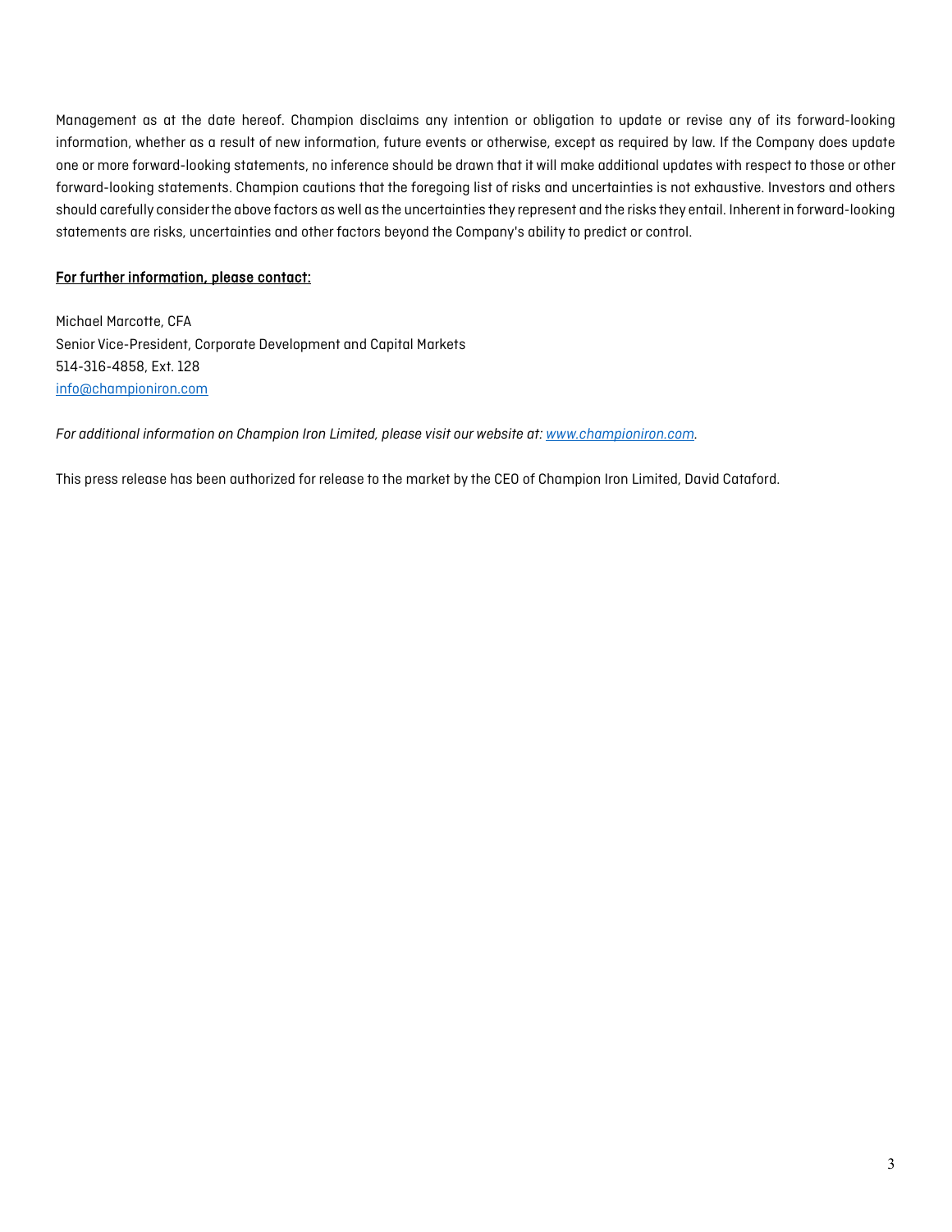Management as at the date hereof. Champion disclaims any intention or obligation to update or revise any of its forward-looking information, whether as a result of new information, future events or otherwise, except as required by law. If the Company does update one or more forward-looking statements, no inference should be drawn that it will make additional updates with respect to those or other forward-looking statements. Champion cautions that the foregoing list of risks and uncertainties is not exhaustive. Investors and others should carefully consider the above factors as well as the uncertainties they represent and the risks they entail. Inherent in forward-looking statements are risks, uncertainties and other factors beyond the Company's ability to predict or control.

**For further information, please contact:**

Michael Marcotte, CFA
Senior Vice-President, Corporate Development and Capital Markets
514-316-4858, Ext. 128
info@championiron.com

*For additional information on Champion Iron Limited, please visit our website at: www.championiron.com.*

This press release has been authorized for release to the market by the CEO of Champion Iron Limited, David Cataford.